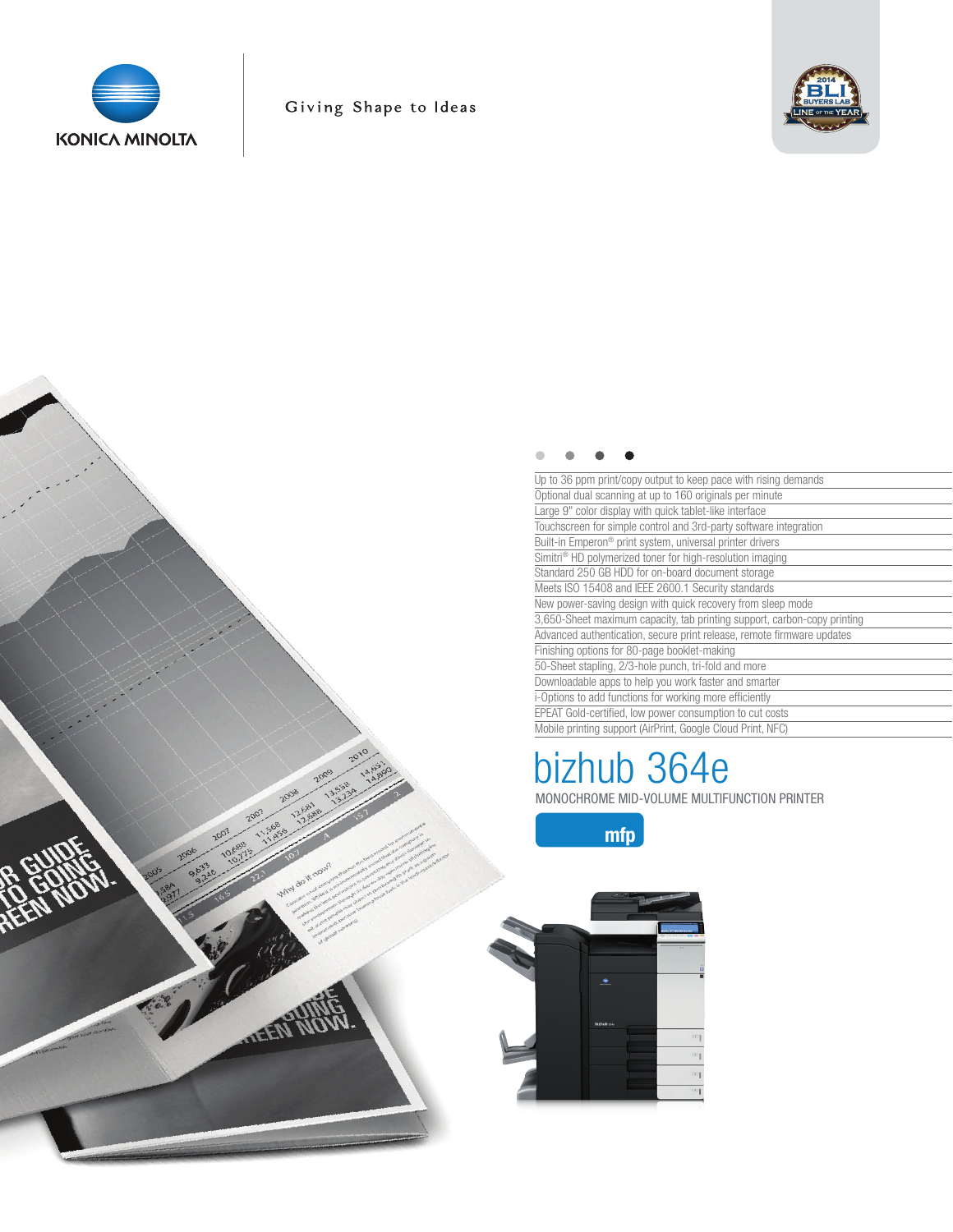KONICA MINOLTA

Giving Shape to Ideas

- Up to 36 ppm print/copy output to keep pace with rising demands
- Optional dual scanning at up to 160 originals per minute
- Large 9" color display with quick tablet-like interface
- Touchscreen for simple control and 3rd-party software integration
- Built-in Emperon® print system, universal printer drivers
- Simitri® HD polymerized toner for high-resolution imaging
- Standard 250 GB HDD for on-board document storage
- Meets ISO 15408 and IEEE 2600.1 Security standards
- New power-saving design with quick recovery from sleep mode
- 3,650-Sheet maximum capacity, tab printing support, carbon-copy printing
- Advanced authentication, secure print release, remote firmware updates
- Finishing options for 80-page booklet-making
- 50-Sheet stapling, 2/3-hole punch, tri-fold and more
- Downloadable apps to help you work faster and smarter
- i-Options to add functions for working more efficiently
- EPEAT Gold-certified, low power consumption to cut costs
- Mobile printing support (AirPrint, Google Cloud Print, NFC)

# bizhub 364e

MONOCHROME MID-VOLUME MULTIFUNCTION PRINTER

mfp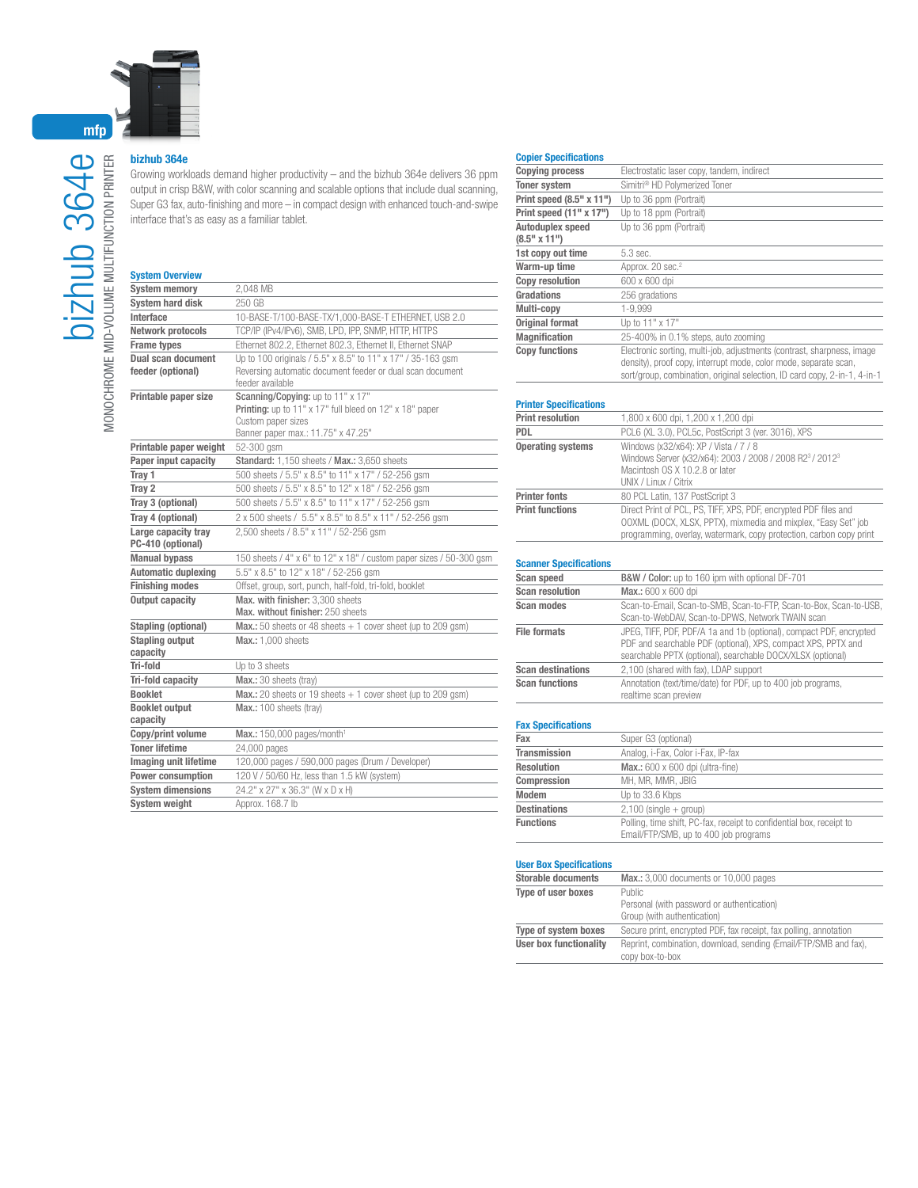# bizhub 364e

MONOCHROME MID-VOLUME MULTIFUNCTION PRINTER

## bizhub 364e

Growing workloads demand higher productivity – and the bizhub 364e delivers 36 ppm output in crisp B&W, with color scanning and scalable options that include dual scanning, Super G3 fax, auto-finishing and more – in compact design with enhanced touch-and-swipe interface that's as easy as a familiar tablet.

### System Overview

| | |
|---|---|
| **System memory** | 2,048 MB |
| **System hard disk** | 250 GB |
| **Interface** | 10-BASE-T/100-BASE-TX/1,000-BASE-T ETHERNET, USB 2.0 |
| **Network protocols** | TCP/IP (IPv4/IPv6), SMB, LPD, IPP, SNMP, HTTP, HTTPS |
| **Frame types** | Ethernet 802.2, Ethernet 802.3, Ethernet II, Ethernet SNAP |
| **Dual scan document feeder (optional)** | Up to 100 originals / 5.5" x 8.5" to 11" x 17" / 35-163 gsm<br>Reversing automatic document feeder or dual scan document feeder available |
| **Printable paper size** | **Scanning/Copying:** up to 11" x 17"<br>**Printing:** up to 11" x 17" full bleed on 12" x 18" paper<br>Custom paper sizes<br>Banner paper max.: 11.75" x 47.25" |
| **Printable paper weight** | 52-300 gsm |
| **Paper input capacity** | **Standard:** 1,150 sheets / **Max.:** 3,650 sheets |
| **Tray 1** | 500 sheets / 5.5" x 8.5" to 11" x 17" / 52-256 gsm |
| **Tray 2** | 500 sheets / 5.5" x 8.5" to 12" x 18" / 52-256 gsm |
| **Tray 3 (optional)** | 500 sheets / 5.5" x 8.5" to 11" x 17" / 52-256 gsm |
| **Tray 4 (optional)** | 2 x 500 sheets / 5.5" x 8.5" to 8.5" x 11" / 52-256 gsm |
| **Large capacity tray PC-410 (optional)** | 2,500 sheets / 8.5" x 11" / 52-256 gsm |
| **Manual bypass** | 150 sheets / 4" x 6" to 12" x 18" / custom paper sizes / 50-300 gsm |
| **Automatic duplexing** | 5.5" x 8.5" to 12" x 18" / 52-256 gsm |
| **Finishing modes** | Offset, group, sort, punch, half-fold, tri-fold, booklet |
| **Output capacity** | **Max. with finisher:** 3,300 sheets<br>**Max. without finisher:** 250 sheets |
| **Stapling (optional)** | **Max.:** 50 sheets or 48 sheets + 1 cover sheet (up to 209 gsm) |
| **Stapling output capacity** | **Max.:** 1,000 sheets |
| **Tri-fold** | Up to 3 sheets |
| **Tri-fold capacity** | **Max.:** 30 sheets (tray) |
| **Booklet** | **Max.:** 20 sheets or 19 sheets + 1 cover sheet (up to 209 gsm) |
| **Booklet output capacity** | **Max.:** 100 sheets (tray) |
| **Copy/print volume** | **Max.:** 150,000 pages/month[1] |
| **Toner lifetime** | 24,000 pages |
| **Imaging unit lifetime** | 120,000 pages / 590,000 pages (Drum / Developer) |
| **Power consumption** | 120 V / 50/60 Hz, less than 1.5 kW (system) |
| **System dimensions** | 24.2" x 27" x 36.3" (W x D x H) |
| **System weight** | Approx. 168.7 lb |

### Copier Specifications

| | |
|---|---|
| **Copying process** | Electrostatic laser copy, tandem, indirect |
| **Toner system** | Simitri® HD Polymerized Toner |
| **Print speed (8.5" x 11")** | Up to 36 ppm (Portrait) |
| **Print speed (11" x 17")** | Up to 18 ppm (Portrait) |
| **Autoduplex speed (8.5" x 11")** | Up to 36 ppm (Portrait) |
| **1st copy out time** | 5.3 sec. |
| **Warm-up time** | Approx. 20 sec.[2] |
| **Copy resolution** | 600 x 600 dpi |
| **Gradations** | 256 gradations |
| **Multi-copy** | 1-9,999 |
| **Original format** | Up to 11" x 17" |
| **Magnification** | 25-400% in 0.1% steps, auto zooming |
| **Copy functions** | Electronic sorting, multi-job, adjustments (contrast, sharpness, image density), proof copy, interrupt mode, color mode, separate scan, sort/group, combination, original selection, ID card copy, 2-in-1, 4-in-1 |

### Printer Specifications

| | |
|---|---|
| **Print resolution** | 1,800 x 600 dpi, 1,200 x 1,200 dpi |
| **PDL** | PCL6 (XL 3.0), PCL5c, PostScript 3 (ver. 3016), XPS |
| **Operating systems** | Windows (x32/x64): XP / Vista / 7 / 8<br>Windows Server (x32/x64): 2003 / 2008 / 2008 R2[3] / 2012[3]<br>Macintosh OS X 10.2.8 or later<br>UNIX / Linux / Citrix |
| **Printer fonts** | 80 PCL Latin, 137 PostScript 3 |
| **Print functions** | Direct Print of PCL, PS, TIFF, XPS, PDF, encrypted PDF files and OOXML (DOCX, XLSX, PPTX), mixmedia and mixplex, "Easy Set" job programming, overlay, watermark, copy protection, carbon copy print |

### Scanner Specifications

| | |
|---|---|
| **Scan speed** | **B&W / Color:** up to 160 ipm with optional DF-701 |
| **Scan resolution** | **Max.:** 600 x 600 dpi |
| **Scan modes** | Scan-to-Email, Scan-to-SMB, Scan-to-FTP, Scan-to-Box, Scan-to-USB, Scan-to-WebDAV, Scan-to-DPWS, Network TWAIN scan |
| **File formats** | JPEG, TIFF, PDF, PDF/A 1a and 1b (optional), compact PDF, encrypted PDF and searchable PDF (optional), XPS, compact XPS, PPTX and searchable PPTX (optional), searchable DOCX/XLSX (optional) |
| **Scan destinations** | 2,100 (shared with fax), LDAP support |
| **Scan functions** | Annotation (text/time/date) for PDF, up to 400 job programs, realtime scan preview |

### Fax Specifications

| | |
|---|---|
| **Fax** | Super G3 (optional) |
| **Transmission** | Analog, i-Fax, Color i-Fax, IP-fax |
| **Resolution** | **Max.:** 600 x 600 dpi (ultra-fine) |
| **Compression** | MH, MR, MMR, JBIG |
| **Modem** | Up to 33.6 Kbps |
| **Destinations** | 2,100 (single + group) |
| **Functions** | Polling, time shift, PC-fax, receipt to confidential box, receipt to Email/FTP/SMB, up to 400 job programs |

### User Box Specifications

| | |
|---|---|
| **Storable documents** | **Max.:** 3,000 documents or 10,000 pages |
| **Type of user boxes** | Public<br>Personal (with password or authentication)<br>Group (with authentication) |
| **Type of system boxes** | Secure print, encrypted PDF, fax receipt, fax polling, annotation |
| **User box functionality** | Reprint, combination, download, sending (Email/FTP/SMB and fax), copy box-to-box |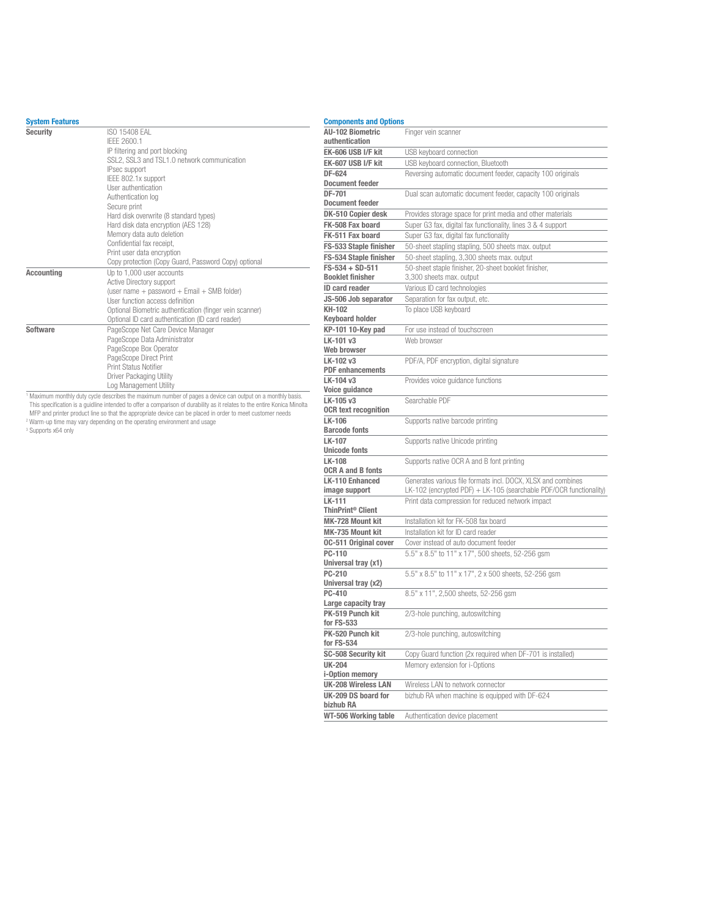## System Features

| | |
|---|---|
| **Security** | ISO 15408 EAL<br>IEEE 2600.1<br>IP filtering and port blocking<br>SSL2, SSL3 and TSL1.0 network communication<br>IPsec support<br>IEEE 802.1x support<br>User authentication<br>Authentication log<br>Secure print<br>Hard disk overwrite (8 standard types)<br>Hard disk data encryption (AES 128)<br>Memory data auto deletion<br>Confidential fax receipt,<br>Print user data encryption<br>Copy protection (Copy Guard, Password Copy) optional |
| **Accounting** | Up to 1,000 user accounts<br>Active Directory support<br>(user name + password + Email + SMB folder)<br>User function access definition<br>Optional Biometric authentication (finger vein scanner)<br>Optional ID card authentication (ID card reader) |
| **Software** | PageScope Net Care Device Manager<br>PageScope Data Administrator<br>PageScope Box Operator<br>PageScope Direct Print<br>Print Status Notifier<br>Driver Packaging Utility<br>Log Management Utility |

[1] Maximum monthly duty cycle describes the maximum number of pages a device can output on a monthly basis. This specification is a guideline intended to offer a comparison of durability as it relates to the entire Konica Minolta MFP and printer product line so that the appropriate device can be placed in order to meet customer needs
[2] Warm-up time may vary depending on the operating environment and usage
[3] Supports x64 only

## Components and Options

| | |
|---|---|
| **AU-102 Biometric authentication** | Finger vein scanner |
| **EK-606 USB I/F kit** | USB keyboard connection |
| **EK-607 USB I/F kit** | USB keyboard connection, Bluetooth |
| **DF-624 Document feeder** | Reversing automatic document feeder, capacity 100 originals |
| **DF-701 Document feeder** | Dual scan automatic document feeder, capacity 100 originals |
| **DK-510 Copier desk** | Provides storage space for print media and other materials |
| **FK-508 Fax board** | Super G3 fax, digital fax functionality, lines 3 & 4 support |
| **FK-511 Fax board** | Super G3 fax, digital fax functionality |
| **FS-533 Staple finisher** | 50-sheet stapling stapling, 500 sheets max. output |
| **FS-534 Staple finisher** | 50-sheet stapling, 3,300 sheets max. output |
| **FS-534 + SD-511 Booklet finisher** | 50-sheet staple finisher, 20-sheet booklet finisher, 3,300 sheets max. output |
| **ID card reader** | Various ID card technologies |
| **JS-506 Job separator** | Separation for fax output, etc. |
| **KH-102 Keyboard holder** | To place USB keyboard |
| **KP-101 10-Key pad** | For use instead of touchscreen |
| **LK-101 v3 Web browser** | Web browser |
| **LK-102 v3 PDF enhancements** | PDF/A, PDF encryption, digital signature |
| **LK-104 v3 Voice guidance** | Provides voice guidance functions |
| **LK-105 v3 OCR text recognition** | Searchable PDF |
| **LK-106 Barcode fonts** | Supports native barcode printing |
| **LK-107 Unicode fonts** | Supports native Unicode printing |
| **LK-108 OCR A and B fonts** | Supports native OCR A and B font printing |
| **LK-110 Enhanced image support** | Generates various file formats incl. DOCX, XLSX and combines LK-102 (encrypted PDF) + LK-105 (searchable PDF/OCR functionality) |
| **LK-111 ThinPrint® Client** | Print data compression for reduced network impact |
| **MK-728 Mount kit** | Installation kit for FK-508 fax board |
| **MK-735 Mount kit** | Installation kit for ID card reader |
| **OC-511 Original cover** | Cover instead of auto document feeder |
| **PC-110 Universal tray (x1)** | 5.5" x 8.5" to 11" x 17", 500 sheets, 52-256 gsm |
| **PC-210 Universal tray (x2)** | 5.5" x 8.5" to 11" x 17", 2 x 500 sheets, 52-256 gsm |
| **PC-410 Large capacity tray** | 8.5" x 11", 2,500 sheets, 52-256 gsm |
| **PK-519 Punch kit for FS-533** | 2/3-hole punching, autoswitching |
| **PK-520 Punch kit for FS-534** | 2/3-hole punching, autoswitching |
| **SC-508 Security kit** | Copy Guard function (2x required when DF-701 is installed) |
| **UK-204 i-Option memory** | Memory extension for i-Options |
| **UK-208 Wireless LAN** | Wireless LAN to network connector |
| **UK-209 DS board for bizhub RA** | bizhub RA when machine is equipped with DF-624 |
| **WT-506 Working table** | Authentication device placement |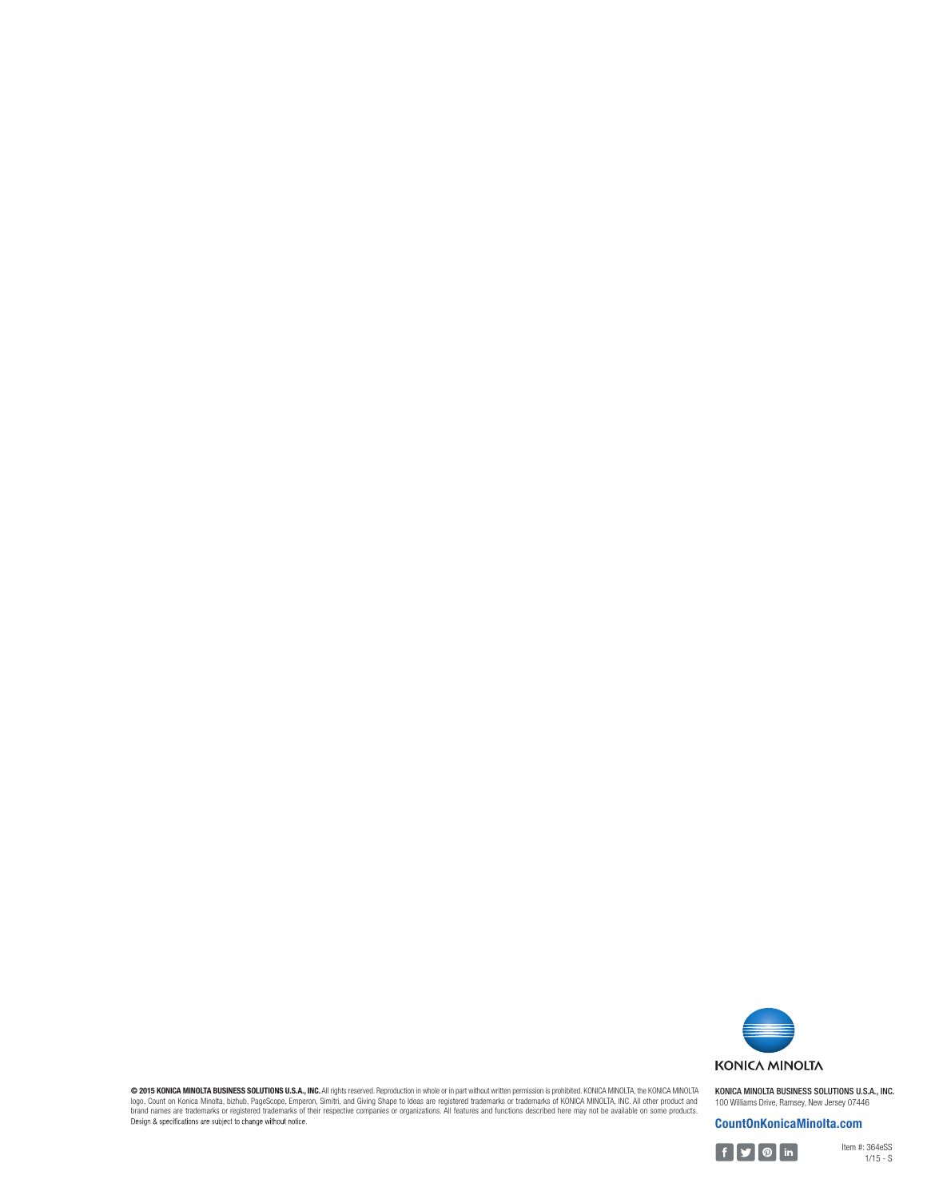KONICA MINOLTA

**© 2015 KONICA MINOLTA BUSINESS SOLUTIONS U.S.A., INC.** All rights reserved. Reproduction in whole or in part without written permission is prohibited. KONICA MINOLTA, the KONICA MINOLTA logo, Count on Konica Minolta, bizhub, PageScope, Emperon, Simitri, and Giving Shape to Ideas are registered trademarks or trademarks of KONICA MINOLTA, INC. All other product and brand names are trademarks or registered trademarks of their respective companies or organizations. All features and functions described here may not be available on some products. Design & specifications are subject to change without notice.

**KONICA MINOLTA BUSINESS SOLUTIONS U.S.A., INC.**
100 Williams Drive, Ramsey, New Jersey 07446

**CountOnKonicaMinolta.com**

Item #: 364eSS
1/15 - S